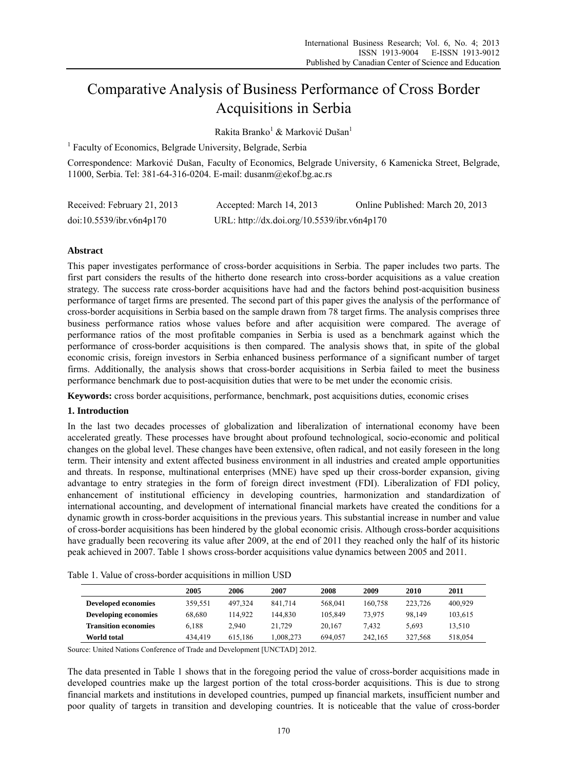# Comparative Analysis of Business Performance of Cross Border Acquisitions in Serbia

Rakita Branko[1] & Marković Dušan[1]

[1] Faculty of Economics, Belgrade University, Belgrade, Serbia

Correspondence: Marković Dušan, Faculty of Economics, Belgrade University, 6 Kamenicka Street, Belgrade, 11000, Serbia. Tel: 381-64-316-0204. E-mail: dusanm@ekof.bg.ac.rs

Received: February 21, 2013 Accepted: March 14, 2013 Online Published: March 20, 2013

doi:10.5539/ibr.v6n4p170 URL: http://dx.doi.org/10.5539/ibr.v6n4p170

## Abstract

This paper investigates performance of cross-border acquisitions in Serbia. The paper includes two parts. The first part considers the results of the hitherto done research into cross-border acquisitions as a value creation strategy. The success rate cross-border acquisitions have had and the factors behind post-acquisition business performance of target firms are presented. The second part of this paper gives the analysis of the performance of cross-border acquisitions in Serbia based on the sample drawn from 78 target firms. The analysis comprises three business performance ratios whose values before and after acquisition were compared. The average of performance ratios of the most profitable companies in Serbia is used as a benchmark against which the performance of cross-border acquisitions is then compared. The analysis shows that, in spite of the global economic crisis, foreign investors in Serbia enhanced business performance of a significant number of target firms. Additionally, the analysis shows that cross-border acquisitions in Serbia failed to meet the business performance benchmark due to post-acquisition duties that were to be met under the economic crisis.

**Keywords:** cross border acquisitions, performance, benchmark, post acquisitions duties, economic crises

## 1. Introduction

In the last two decades processes of globalization and liberalization of international economy have been accelerated greatly. These processes have brought about profound technological, socio-economic and political changes on the global level. These changes have been extensive, often radical, and not easily foreseen in the long term. Their intensity and extent affected business environment in all industries and created ample opportunities and threats. In response, multinational enterprises (MNE) have sped up their cross-border expansion, giving advantage to entry strategies in the form of foreign direct investment (FDI). Liberalization of FDI policy, enhancement of institutional efficiency in developing countries, harmonization and standardization of international accounting, and development of international financial markets have created the conditions for a dynamic growth in cross-border acquisitions in the previous years. This substantial increase in number and value of cross-border acquisitions has been hindered by the global economic crisis. Although cross-border acquisitions have gradually been recovering its value after 2009, at the end of 2011 they reached only the half of its historic peak achieved in 2007. Table 1 shows cross-border acquisitions value dynamics between 2005 and 2011.

Table 1. Value of cross-border acquisitions in million USD

| | 2005 | 2006 | 2007 | 2008 | 2009 | 2010 | 2011 |
|---|---|---|---|---|---|---|---|
| **Developed economies** | 359,551 | 497,324 | 841,714 | 568,041 | 160,758 | 223,726 | 400,929 |
| **Developing economies** | 68,680 | 114,922 | 144,830 | 105,849 | 73,975 | 98,149 | 103,615 |
| **Transition economies** | 6,188 | 2,940 | 21,729 | 20,167 | 7,432 | 5,693 | 13,510 |
| **World total** | 434,419 | 615,186 | 1,008,273 | 694,057 | 242,165 | 327,568 | 518,054 |

Source: United Nations Conference of Trade and Development [UNCTAD] 2012.

The data presented in Table 1 shows that in the foregoing period the value of cross-border acquisitions made in developed countries make up the largest portion of the total cross-border acquisitions. This is due to strong financial markets and institutions in developed countries, pumped up financial markets, insufficient number and poor quality of targets in transition and developing countries. It is noticeable that the value of cross-border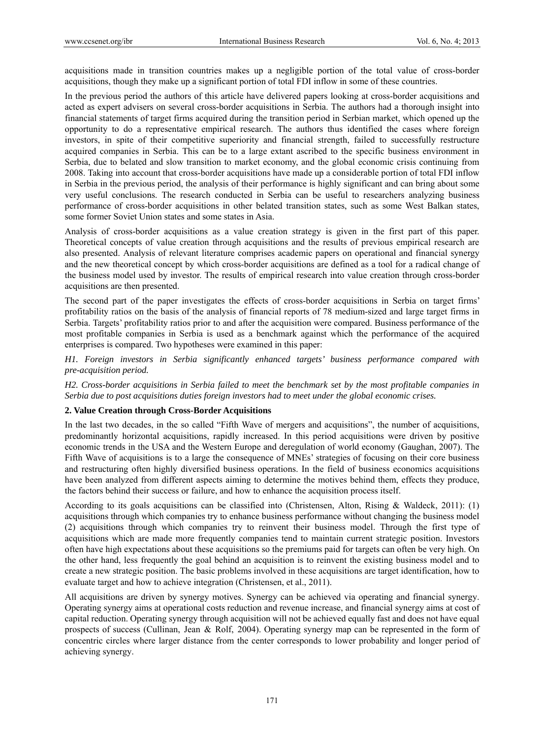acquisitions made in transition countries makes up a negligible portion of the total value of cross-border acquisitions, though they make up a significant portion of total FDI inflow in some of these countries.

In the previous period the authors of this article have delivered papers looking at cross-border acquisitions and acted as expert advisers on several cross-border acquisitions in Serbia. The authors had a thorough insight into financial statements of target firms acquired during the transition period in Serbian market, which opened up the opportunity to do a representative empirical research. The authors thus identified the cases where foreign investors, in spite of their competitive superiority and financial strength, failed to successfully restructure acquired companies in Serbia. This can be to a large extant ascribed to the specific business environment in Serbia, due to belated and slow transition to market economy, and the global economic crisis continuing from 2008. Taking into account that cross-border acquisitions have made up a considerable portion of total FDI inflow in Serbia in the previous period, the analysis of their performance is highly significant and can bring about some very useful conclusions. The research conducted in Serbia can be useful to researchers analyzing business performance of cross-border acquisitions in other belated transition states, such as some West Balkan states, some former Soviet Union states and some states in Asia.

Analysis of cross-border acquisitions as a value creation strategy is given in the first part of this paper. Theoretical concepts of value creation through acquisitions and the results of previous empirical research are also presented. Analysis of relevant literature comprises academic papers on operational and financial synergy and the new theoretical concept by which cross-border acquisitions are defined as a tool for a radical change of the business model used by investor. The results of empirical research into value creation through cross-border acquisitions are then presented.

The second part of the paper investigates the effects of cross-border acquisitions in Serbia on target firms' profitability ratios on the basis of the analysis of financial reports of 78 medium-sized and large target firms in Serbia. Targets' profitability ratios prior to and after the acquisition were compared. Business performance of the most profitable companies in Serbia is used as a benchmark against which the performance of the acquired enterprises is compared. Two hypotheses were examined in this paper:

*H1. Foreign investors in Serbia significantly enhanced targets' business performance compared with pre-acquisition period.*

*H2. Cross-border acquisitions in Serbia failed to meet the benchmark set by the most profitable companies in Serbia due to post acquisitions duties foreign investors had to meet under the global economic crises.*

## 2. Value Creation through Cross-Border Acquisitions

In the last two decades, in the so called "Fifth Wave of mergers and acquisitions", the number of acquisitions, predominantly horizontal acquisitions, rapidly increased. In this period acquisitions were driven by positive economic trends in the USA and the Western Europe and deregulation of world economy (Gaughan, 2007). The Fifth Wave of acquisitions is to a large the consequence of MNEs' strategies of focusing on their core business and restructuring often highly diversified business operations. In the field of business economics acquisitions have been analyzed from different aspects aiming to determine the motives behind them, effects they produce, the factors behind their success or failure, and how to enhance the acquisition process itself.

According to its goals acquisitions can be classified into (Christensen, Alton, Rising & Waldeck, 2011): (1) acquisitions through which companies try to enhance business performance without changing the business model (2) acquisitions through which companies try to reinvent their business model. Through the first type of acquisitions which are made more frequently companies tend to maintain current strategic position. Investors often have high expectations about these acquisitions so the premiums paid for targets can often be very high. On the other hand, less frequently the goal behind an acquisition is to reinvent the existing business model and to create a new strategic position. The basic problems involved in these acquisitions are target identification, how to evaluate target and how to achieve integration (Christensen, et al., 2011).

All acquisitions are driven by synergy motives. Synergy can be achieved via operating and financial synergy. Operating synergy aims at operational costs reduction and revenue increase, and financial synergy aims at cost of capital reduction. Operating synergy through acquisition will not be achieved equally fast and does not have equal prospects of success (Cullinan, Jean & Rolf, 2004). Operating synergy map can be represented in the form of concentric circles where larger distance from the center corresponds to lower probability and longer period of achieving synergy.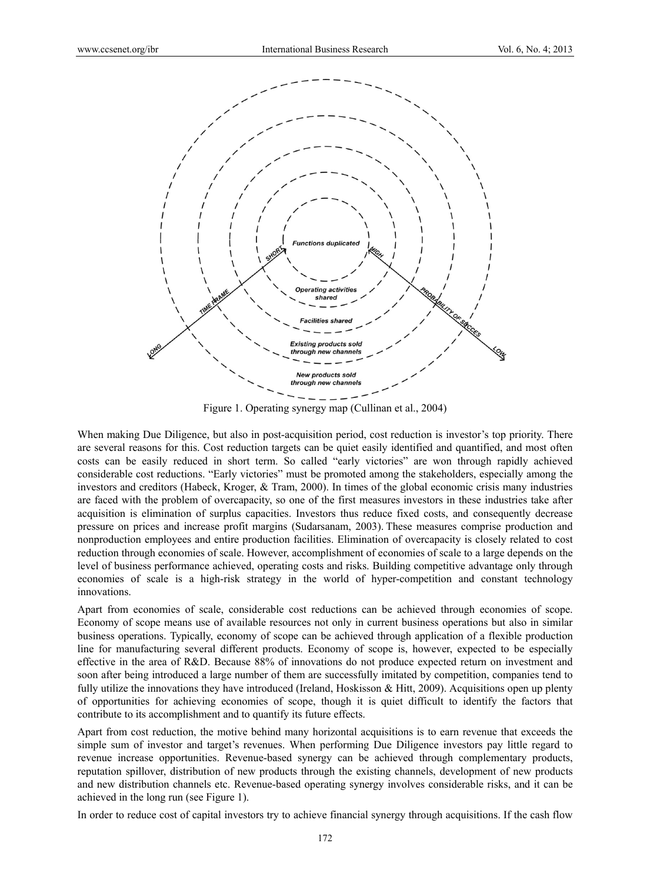Figure 1. Operating synergy map (Cullinan et al., 2004)

When making Due Diligence, but also in post-acquisition period, cost reduction is investor's top priority. There are several reasons for this. Cost reduction targets can be quiet easily identified and quantified, and most often costs can be easily reduced in short term. So called "early victories" are won through rapidly achieved considerable cost reductions. "Early victories" must be promoted among the stakeholders, especially among the investors and creditors (Habeck, Kroger, & Tram, 2000). In times of the global economic crisis many industries are faced with the problem of overcapacity, so one of the first measures investors in these industries take after acquisition is elimination of surplus capacities. Investors thus reduce fixed costs, and consequently decrease pressure on prices and increase profit margins (Sudarsanam, 2003). These measures comprise production and nonproduction employees and entire production facilities. Elimination of overcapacity is closely related to cost reduction through economies of scale. However, accomplishment of economies of scale to a large depends on the level of business performance achieved, operating costs and risks. Building competitive advantage only through economies of scale is a high-risk strategy in the world of hyper-competition and constant technology innovations.

Apart from economies of scale, considerable cost reductions can be achieved through economies of scope. Economy of scope means use of available resources not only in current business operations but also in similar business operations. Typically, economy of scope can be achieved through application of a flexible production line for manufacturing several different products. Economy of scope is, however, expected to be especially effective in the area of R&D. Because 88% of innovations do not produce expected return on investment and soon after being introduced a large number of them are successfully imitated by competition, companies tend to fully utilize the innovations they have introduced (Ireland, Hoskisson & Hitt, 2009). Acquisitions open up plenty of opportunities for achieving economies of scope, though it is quiet difficult to identify the factors that contribute to its accomplishment and to quantify its future effects.

Apart from cost reduction, the motive behind many horizontal acquisitions is to earn revenue that exceeds the simple sum of investor and target's revenues. When performing Due Diligence investors pay little regard to revenue increase opportunities. Revenue-based synergy can be achieved through complementary products, reputation spillover, distribution of new products through the existing channels, development of new products and new distribution channels etc. Revenue-based operating synergy involves considerable risks, and it can be achieved in the long run (see Figure 1).

In order to reduce cost of capital investors try to achieve financial synergy through acquisitions. If the cash flow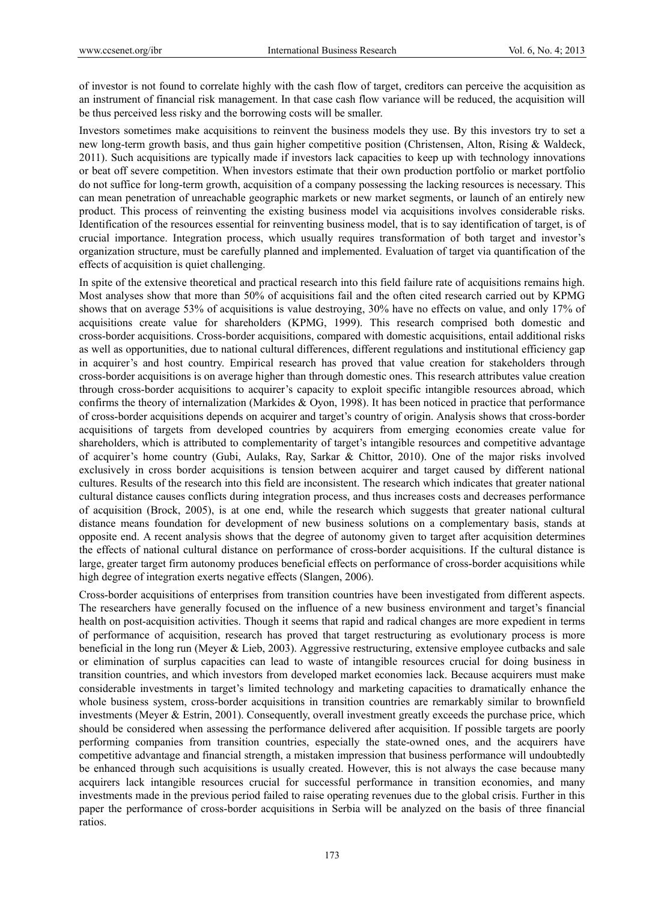of investor is not found to correlate highly with the cash flow of target, creditors can perceive the acquisition as an instrument of financial risk management. In that case cash flow variance will be reduced, the acquisition will be thus perceived less risky and the borrowing costs will be smaller.

Investors sometimes make acquisitions to reinvent the business models they use. By this investors try to set a new long-term growth basis, and thus gain higher competitive position (Christensen, Alton, Rising & Waldeck, 2011). Such acquisitions are typically made if investors lack capacities to keep up with technology innovations or beat off severe competition. When investors estimate that their own production portfolio or market portfolio do not suffice for long-term growth, acquisition of a company possessing the lacking resources is necessary. This can mean penetration of unreachable geographic markets or new market segments, or launch of an entirely new product. This process of reinventing the existing business model via acquisitions involves considerable risks. Identification of the resources essential for reinventing business model, that is to say identification of target, is of crucial importance. Integration process, which usually requires transformation of both target and investor's organization structure, must be carefully planned and implemented. Evaluation of target via quantification of the effects of acquisition is quiet challenging.

In spite of the extensive theoretical and practical research into this field failure rate of acquisitions remains high. Most analyses show that more than 50% of acquisitions fail and the often cited research carried out by KPMG shows that on average 53% of acquisitions is value destroying, 30% have no effects on value, and only 17% of acquisitions create value for shareholders (KPMG, 1999). This research comprised both domestic and cross-border acquisitions. Cross-border acquisitions, compared with domestic acquisitions, entail additional risks as well as opportunities, due to national cultural differences, different regulations and institutional efficiency gap in acquirer's and host country. Empirical research has proved that value creation for stakeholders through cross-border acquisitions is on average higher than through domestic ones. This research attributes value creation through cross-border acquisitions to acquirer's capacity to exploit specific intangible resources abroad, which confirms the theory of internalization (Markides & Oyon, 1998). It has been noticed in practice that performance of cross-border acquisitions depends on acquirer and target's country of origin. Analysis shows that cross-border acquisitions of targets from developed countries by acquirers from emerging economies create value for shareholders, which is attributed to complementarity of target's intangible resources and competitive advantage of acquirer's home country (Gubi, Aulaks, Ray, Sarkar & Chittor, 2010). One of the major risks involved exclusively in cross border acquisitions is tension between acquirer and target caused by different national cultures. Results of the research into this field are inconsistent. The research which indicates that greater national cultural distance causes conflicts during integration process, and thus increases costs and decreases performance of acquisition (Brock, 2005), is at one end, while the research which suggests that greater national cultural distance means foundation for development of new business solutions on a complementary basis, stands at opposite end. A recent analysis shows that the degree of autonomy given to target after acquisition determines the effects of national cultural distance on performance of cross-border acquisitions. If the cultural distance is large, greater target firm autonomy produces beneficial effects on performance of cross-border acquisitions while high degree of integration exerts negative effects (Slangen, 2006).

Cross-border acquisitions of enterprises from transition countries have been investigated from different aspects. The researchers have generally focused on the influence of a new business environment and target's financial health on post-acquisition activities. Though it seems that rapid and radical changes are more expedient in terms of performance of acquisition, research has proved that target restructuring as evolutionary process is more beneficial in the long run (Meyer & Lieb, 2003). Aggressive restructuring, extensive employee cutbacks and sale or elimination of surplus capacities can lead to waste of intangible resources crucial for doing business in transition countries, and which investors from developed market economies lack. Because acquirers must make considerable investments in target's limited technology and marketing capacities to dramatically enhance the whole business system, cross-border acquisitions in transition countries are remarkably similar to brownfield investments (Meyer & Estrin, 2001). Consequently, overall investment greatly exceeds the purchase price, which should be considered when assessing the performance delivered after acquisition. If possible targets are poorly performing companies from transition countries, especially the state-owned ones, and the acquirers have competitive advantage and financial strength, a mistaken impression that business performance will undoubtedly be enhanced through such acquisitions is usually created. However, this is not always the case because many acquirers lack intangible resources crucial for successful performance in transition economies, and many investments made in the previous period failed to raise operating revenues due to the global crisis. Further in this paper the performance of cross-border acquisitions in Serbia will be analyzed on the basis of three financial ratios.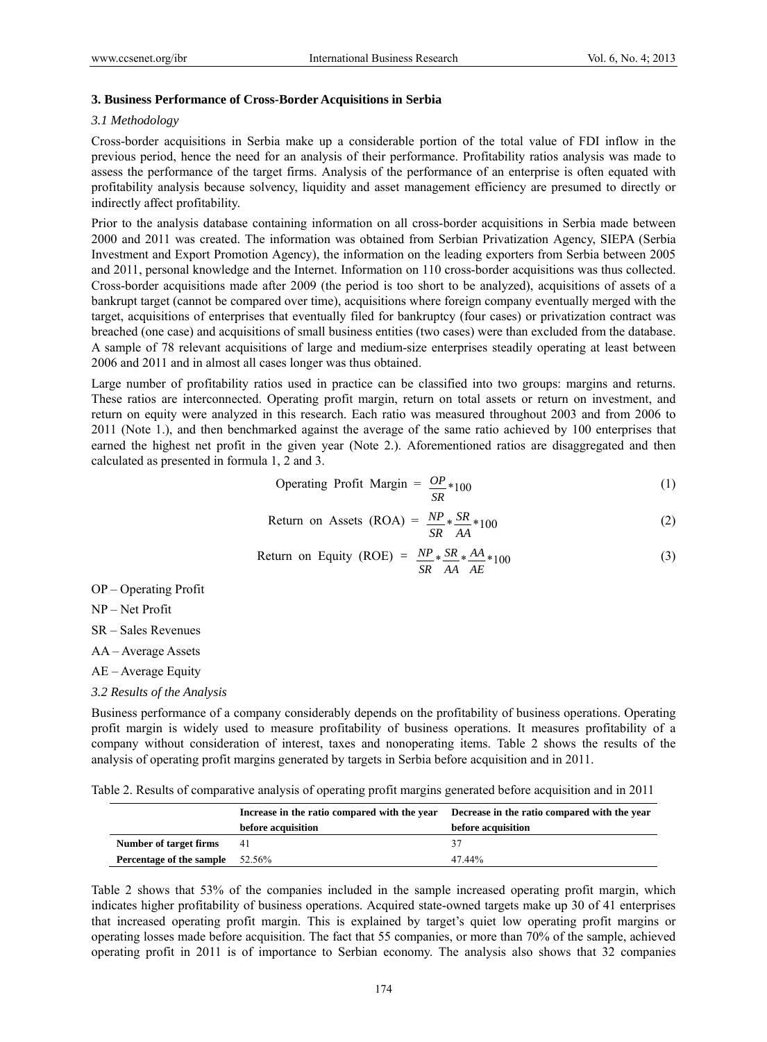### 3. Business Performance of Cross-Border Acquisitions in Serbia

*3.1 Methodology*

Cross-border acquisitions in Serbia make up a considerable portion of the total value of FDI inflow in the previous period, hence the need for an analysis of their performance. Profitability ratios analysis was made to assess the performance of the target firms. Analysis of the performance of an enterprise is often equated with profitability analysis because solvency, liquidity and asset management efficiency are presumed to directly or indirectly affect profitability.

Prior to the analysis database containing information on all cross-border acquisitions in Serbia made between 2000 and 2011 was created. The information was obtained from Serbian Privatization Agency, SIEPA (Serbia Investment and Export Promotion Agency), the information on the leading exporters from Serbia between 2005 and 2011, personal knowledge and the Internet. Information on 110 cross-border acquisitions was thus collected. Cross-border acquisitions made after 2009 (the period is too short to be analyzed), acquisitions of assets of a bankrupt target (cannot be compared over time), acquisitions where foreign company eventually merged with the target, acquisitions of enterprises that eventually filed for bankruptcy (four cases) or privatization contract was breached (one case) and acquisitions of small business entities (two cases) were than excluded from the database. A sample of 78 relevant acquisitions of large and medium-size enterprises steadily operating at least between 2006 and 2011 and in almost all cases longer was thus obtained.

Large number of profitability ratios used in practice can be classified into two groups: margins and returns. These ratios are interconnected. Operating profit margin, return on total assets or return on investment, and return on equity were analyzed in this research. Each ratio was measured throughout 2003 and from 2006 to 2011 (Note 1.), and then benchmarked against the average of the same ratio achieved by 100 enterprises that earned the highest net profit in the given year (Note 2.). Aforementioned ratios are disaggregated and then calculated as presented in formula 1, 2 and 3.

$$\text{Operating Profit Margin} = \frac{OP}{SR} * 100 \tag{1}$$

$$\text{Return on Assets (ROA)} = \frac{NP}{SR} * \frac{SR}{AA} * 100 \tag{2}$$

$$\text{Return on Equity (ROE)} = \frac{NP}{SR} * \frac{SR}{AA} * \frac{AA}{AE} * 100 \tag{3}$$

OP – Operating Profit

NP – Net Profit

SR – Sales Revenues

AA – Average Assets

AE – Average Equity

*3.2 Results of the Analysis*

Business performance of a company considerably depends on the profitability of business operations. Operating profit margin is widely used to measure profitability of business operations. It measures profitability of a company without consideration of interest, taxes and nonoperating items. Table 2 shows the results of the analysis of operating profit margins generated by targets in Serbia before acquisition and in 2011.

Table 2. Results of comparative analysis of operating profit margins generated before acquisition and in 2011

| | Increase in the ratio compared with the year before acquisition | Decrease in the ratio compared with the year before acquisition |
|---|---|---|
| **Number of target firms** | 41 | 37 |
| **Percentage of the sample** | 52.56% | 47.44% |

Table 2 shows that 53% of the companies included in the sample increased operating profit margin, which indicates higher profitability of business operations. Acquired state-owned targets make up 30 of 41 enterprises that increased operating profit margin. This is explained by target's quiet low operating profit margins or operating losses made before acquisition. The fact that 55 companies, or more than 70% of the sample, achieved operating profit in 2011 is of importance to Serbian economy. The analysis also shows that 32 companies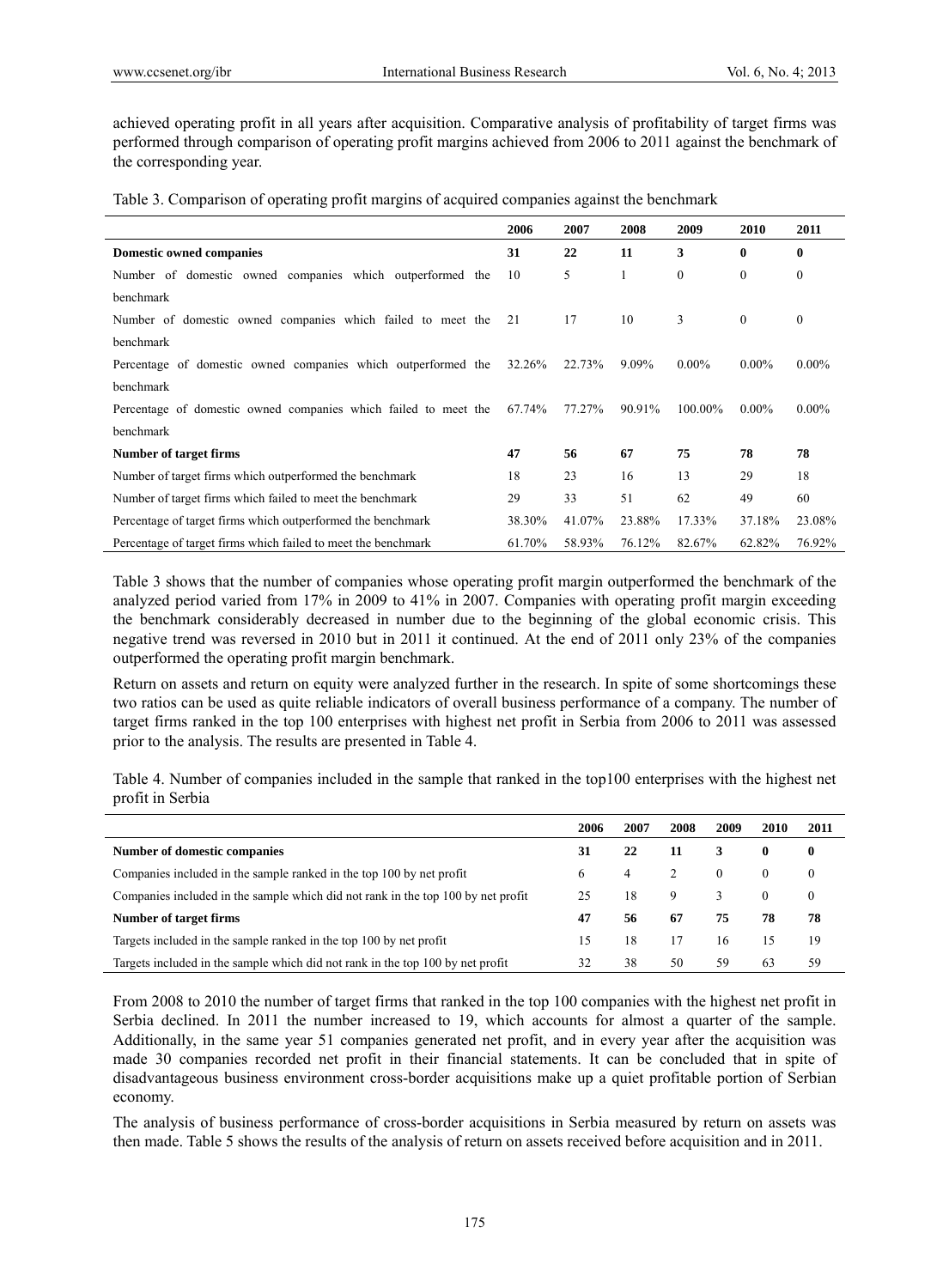achieved operating profit in all years after acquisition. Comparative analysis of profitability of target firms was performed through comparison of operating profit margins achieved from 2006 to 2011 against the benchmark of the corresponding year.

Table 3. Comparison of operating profit margins of acquired companies against the benchmark

| | 2006 | 2007 | 2008 | 2009 | 2010 | 2011 |
|---|---|---|---|---|---|---|
| **Domestic owned companies** | **31** | **22** | **11** | **3** | **0** | **0** |
| Number of domestic owned companies which outperformed the benchmark | 10 | 5 | 1 | 0 | 0 | 0 |
| Number of domestic owned companies which failed to meet the benchmark | 21 | 17 | 10 | 3 | 0 | 0 |
| Percentage of domestic owned companies which outperformed the benchmark | 32.26% | 22.73% | 9.09% | 0.00% | 0.00% | 0.00% |
| Percentage of domestic owned companies which failed to meet the benchmark | 67.74% | 77.27% | 90.91% | 100.00% | 0.00% | 0.00% |
| **Number of target firms** | **47** | **56** | **67** | **75** | **78** | **78** |
| Number of target firms which outperformed the benchmark | 18 | 23 | 16 | 13 | 29 | 18 |
| Number of target firms which failed to meet the benchmark | 29 | 33 | 51 | 62 | 49 | 60 |
| Percentage of target firms which outperformed the benchmark | 38.30% | 41.07% | 23.88% | 17.33% | 37.18% | 23.08% |
| Percentage of target firms which failed to meet the benchmark | 61.70% | 58.93% | 76.12% | 82.67% | 62.82% | 76.92% |

Table 3 shows that the number of companies whose operating profit margin outperformed the benchmark of the analyzed period varied from 17% in 2009 to 41% in 2007. Companies with operating profit margin exceeding the benchmark considerably decreased in number due to the beginning of the global economic crisis. This negative trend was reversed in 2010 but in 2011 it continued. At the end of 2011 only 23% of the companies outperformed the operating profit margin benchmark.

Return on assets and return on equity were analyzed further in the research. In spite of some shortcomings these two ratios can be used as quite reliable indicators of overall business performance of a company. The number of target firms ranked in the top 100 enterprises with highest net profit in Serbia from 2006 to 2011 was assessed prior to the analysis. The results are presented in Table 4.

Table 4. Number of companies included in the sample that ranked in the top100 enterprises with the highest net profit in Serbia

| | 2006 | 2007 | 2008 | 2009 | 2010 | 2011 |
|---|---|---|---|---|---|---|
| **Number of domestic companies** | **31** | **22** | **11** | **3** | **0** | **0** |
| Companies included in the sample ranked in the top 100 by net profit | 6 | 4 | 2 | 0 | 0 | 0 |
| Companies included in the sample which did not rank in the top 100 by net profit | 25 | 18 | 9 | 3 | 0 | 0 |
| **Number of target firms** | **47** | **56** | **67** | **75** | **78** | **78** |
| Targets included in the sample ranked in the top 100 by net profit | 15 | 18 | 17 | 16 | 15 | 19 |
| Targets included in the sample which did not rank in the top 100 by net profit | 32 | 38 | 50 | 59 | 63 | 59 |

From 2008 to 2010 the number of target firms that ranked in the top 100 companies with the highest net profit in Serbia declined. In 2011 the number increased to 19, which accounts for almost a quarter of the sample. Additionally, in the same year 51 companies generated net profit, and in every year after the acquisition was made 30 companies recorded net profit in their financial statements. It can be concluded that in spite of disadvantageous business environment cross-border acquisitions make up a quiet profitable portion of Serbian economy.

The analysis of business performance of cross-border acquisitions in Serbia measured by return on assets was then made. Table 5 shows the results of the analysis of return on assets received before acquisition and in 2011.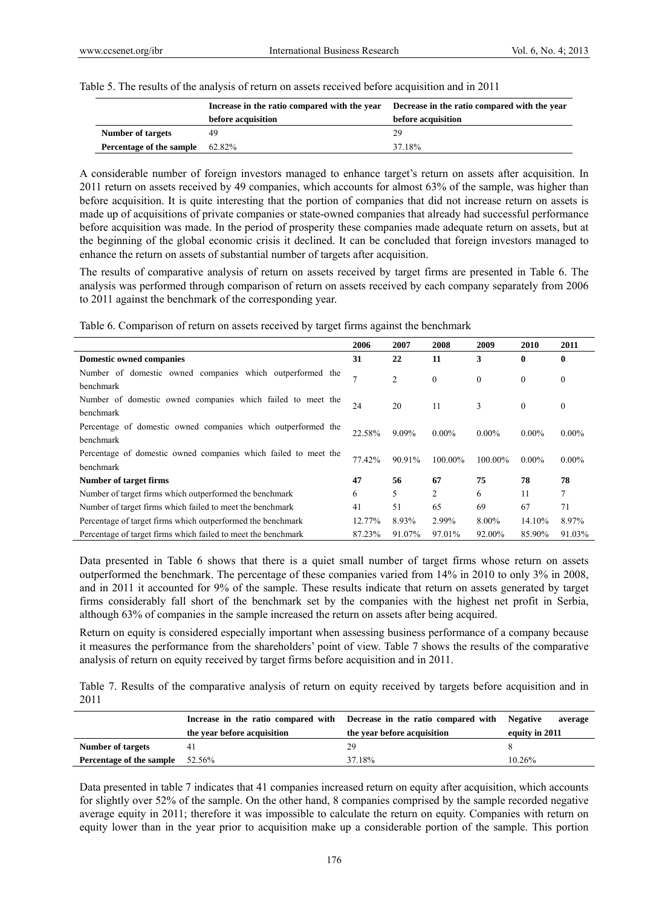Table 5. The results of the analysis of return on assets received before acquisition and in 2011

| | Increase in the ratio compared with the year before acquisition | Decrease in the ratio compared with the year before acquisition |
|---|---|---|
| **Number of targets** | 49 | 29 |
| **Percentage of the sample** | 62.82% | 37.18% |

A considerable number of foreign investors managed to enhance target's return on assets after acquisition. In 2011 return on assets received by 49 companies, which accounts for almost 63% of the sample, was higher than before acquisition. It is quite interesting that the portion of companies that did not increase return on assets is made up of acquisitions of private companies or state-owned companies that already had successful performance before acquisition was made. In the period of prosperity these companies made adequate return on assets, but at the beginning of the global economic crisis it declined. It can be concluded that foreign investors managed to enhance the return on assets of substantial number of targets after acquisition.

The results of comparative analysis of return on assets received by target firms are presented in Table 6. The analysis was performed through comparison of return on assets received by each company separately from 2006 to 2011 against the benchmark of the corresponding year.

Table 6. Comparison of return on assets received by target firms against the benchmark

| | 2006 | 2007 | 2008 | 2009 | 2010 | 2011 |
|---|---|---|---|---|---|---|
| **Domestic owned companies** | **31** | **22** | **11** | **3** | **0** | **0** |
| Number of domestic owned companies which outperformed the benchmark | 7 | 2 | 0 | 0 | 0 | 0 |
| Number of domestic owned companies which failed to meet the benchmark | 24 | 20 | 11 | 3 | 0 | 0 |
| Percentage of domestic owned companies which outperformed the benchmark | 22.58% | 9.09% | 0.00% | 0.00% | 0.00% | 0.00% |
| Percentage of domestic owned companies which failed to meet the benchmark | 77.42% | 90.91% | 100.00% | 100.00% | 0.00% | 0.00% |
| **Number of target firms** | **47** | **56** | **67** | **75** | **78** | **78** |
| Number of target firms which outperformed the benchmark | 6 | 5 | 2 | 6 | 11 | 7 |
| Number of target firms which failed to meet the benchmark | 41 | 51 | 65 | 69 | 67 | 71 |
| Percentage of target firms which outperformed the benchmark | 12.77% | 8.93% | 2.99% | 8.00% | 14.10% | 8.97% |
| Percentage of target firms which failed to meet the benchmark | 87.23% | 91.07% | 97.01% | 92.00% | 85.90% | 91.03% |

Data presented in Table 6 shows that there is a quiet small number of target firms whose return on assets outperformed the benchmark. The percentage of these companies varied from 14% in 2010 to only 3% in 2008, and in 2011 it accounted for 9% of the sample. These results indicate that return on assets generated by target firms considerably fall short of the benchmark set by the companies with the highest net profit in Serbia, although 63% of companies in the sample increased the return on assets after being acquired.

Return on equity is considered especially important when assessing business performance of a company because it measures the performance from the shareholders' point of view. Table 7 shows the results of the comparative analysis of return on equity received by target firms before acquisition and in 2011.

Table 7. Results of the comparative analysis of return on equity received by targets before acquisition and in 2011

| | Increase in the ratio compared with the year before acquisition | Decrease in the ratio compared with the year before acquisition | Negative average equity in 2011 |
|---|---|---|---|
| **Number of targets** | 41 | 29 | 8 |
| **Percentage of the sample** | 52.56% | 37.18% | 10.26% |

Data presented in table 7 indicates that 41 companies increased return on equity after acquisition, which accounts for slightly over 52% of the sample. On the other hand, 8 companies comprised by the sample recorded negative average equity in 2011; therefore it was impossible to calculate the return on equity. Companies with return on equity lower than in the year prior to acquisition make up a considerable portion of the sample. This portion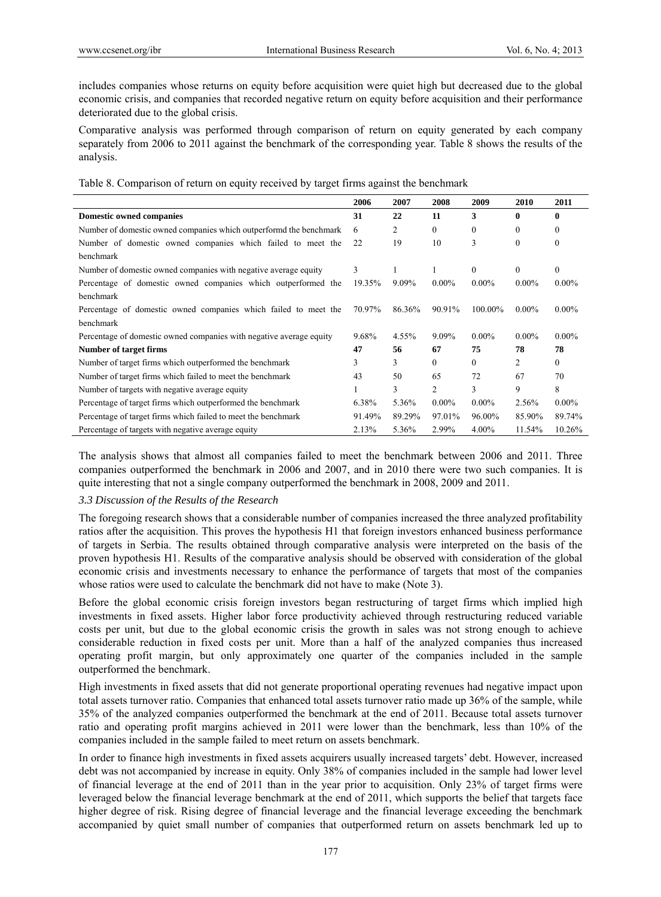includes companies whose returns on equity before acquisition were quiet high but decreased due to the global economic crisis, and companies that recorded negative return on equity before acquisition and their performance deteriorated due to the global crisis.

Comparative analysis was performed through comparison of return on equity generated by each company separately from 2006 to 2011 against the benchmark of the corresponding year. Table 8 shows the results of the analysis.

Table 8. Comparison of return on equity received by target firms against the benchmark

| | 2006 | 2007 | 2008 | 2009 | 2010 | 2011 |
|---|---|---|---|---|---|---|
| **Domestic owned companies** | **31** | **22** | **11** | **3** | **0** | **0** |
| Number of domestic owned companies which outperformd the benchmark | 6 | 2 | 0 | 0 | 0 | 0 |
| Number of domestic owned companies which failed to meet the benchmark | 22 | 19 | 10 | 3 | 0 | 0 |
| Number of domestic owned companies with negative average equity | 3 | 1 | 1 | 0 | 0 | 0 |
| Percentage of domestic owned companies which outperformed the benchmark | 19.35% | 9.09% | 0.00% | 0.00% | 0.00% | 0.00% |
| Percentage of domestic owned companies which failed to meet the benchmark | 70.97% | 86.36% | 90.91% | 100.00% | 0.00% | 0.00% |
| Percentage of domestic owned companies with negative average equity | 9.68% | 4.55% | 9.09% | 0.00% | 0.00% | 0.00% |
| **Number of target firms** | **47** | **56** | **67** | **75** | **78** | **78** |
| Number of target firms which outperformed the benchmark | 3 | 3 | 0 | 0 | 2 | 0 |
| Number of target firms which failed to meet the benchmark | 43 | 50 | 65 | 72 | 67 | 70 |
| Number of targets with negative average equity | 1 | 3 | 2 | 3 | 9 | 8 |
| Percentage of target firms which outperformed the benchmark | 6.38% | 5.36% | 0.00% | 0.00% | 2.56% | 0.00% |
| Percentage of target firms which failed to meet the benchmark | 91.49% | 89.29% | 97.01% | 96.00% | 85.90% | 89.74% |
| Percentage of targets with negative average equity | 2.13% | 5.36% | 2.99% | 4.00% | 11.54% | 10.26% |

The analysis shows that almost all companies failed to meet the benchmark between 2006 and 2011. Three companies outperformed the benchmark in 2006 and 2007, and in 2010 there were two such companies. It is quite interesting that not a single company outperformed the benchmark in 2008, 2009 and 2011.

### *3.3 Discussion of the Results of the Research*

The foregoing research shows that a considerable number of companies increased the three analyzed profitability ratios after the acquisition. This proves the hypothesis H1 that foreign investors enhanced business performance of targets in Serbia. The results obtained through comparative analysis were interpreted on the basis of the proven hypothesis H1. Results of the comparative analysis should be observed with consideration of the global economic crisis and investments necessary to enhance the performance of targets that most of the companies whose ratios were used to calculate the benchmark did not have to make (Note 3).

Before the global economic crisis foreign investors began restructuring of target firms which implied high investments in fixed assets. Higher labor force productivity achieved through restructuring reduced variable costs per unit, but due to the global economic crisis the growth in sales was not strong enough to achieve considerable reduction in fixed costs per unit. More than a half of the analyzed companies thus increased operating profit margin, but only approximately one quarter of the companies included in the sample outperformed the benchmark.

High investments in fixed assets that did not generate proportional operating revenues had negative impact upon total assets turnover ratio. Companies that enhanced total assets turnover ratio made up 36% of the sample, while 35% of the analyzed companies outperformed the benchmark at the end of 2011. Because total assets turnover ratio and operating profit margins achieved in 2011 were lower than the benchmark, less than 10% of the companies included in the sample failed to meet return on assets benchmark.

In order to finance high investments in fixed assets acquirers usually increased targets' debt. However, increased debt was not accompanied by increase in equity. Only 38% of companies included in the sample had lower level of financial leverage at the end of 2011 than in the year prior to acquisition. Only 23% of target firms were leveraged below the financial leverage benchmark at the end of 2011, which supports the belief that targets face higher degree of risk. Rising degree of financial leverage and the financial leverage exceeding the benchmark accompanied by quiet small number of companies that outperformed return on assets benchmark led up to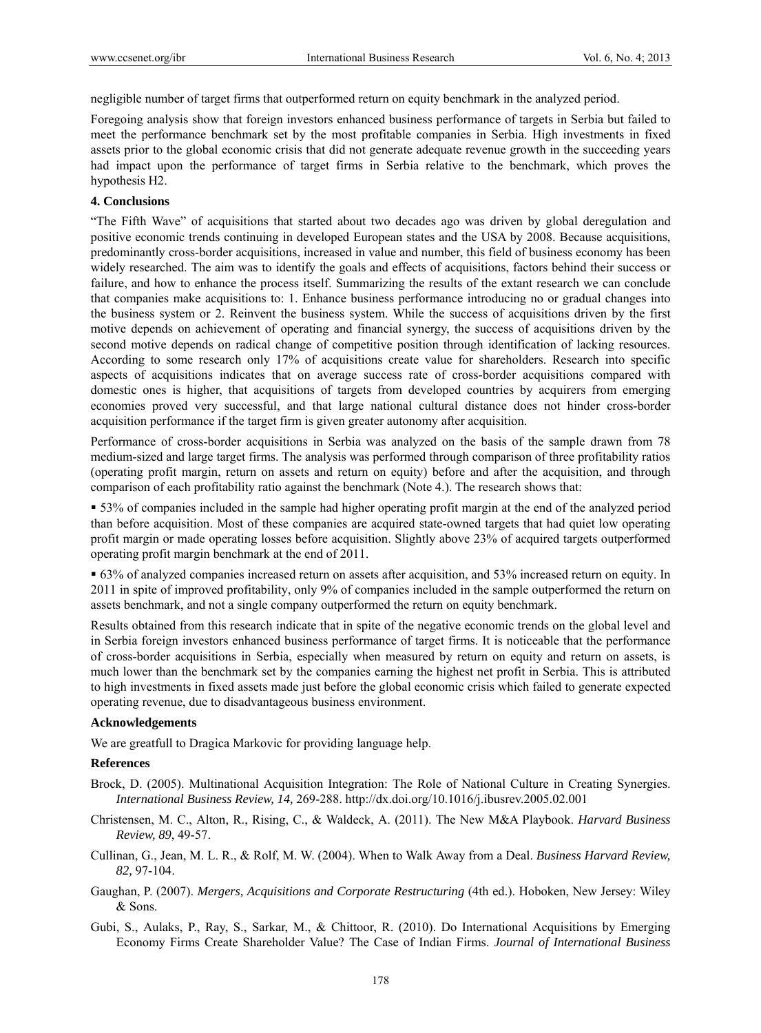negligible number of target firms that outperformed return on equity benchmark in the analyzed period.

Foregoing analysis show that foreign investors enhanced business performance of targets in Serbia but failed to meet the performance benchmark set by the most profitable companies in Serbia. High investments in fixed assets prior to the global economic crisis that did not generate adequate revenue growth in the succeeding years had impact upon the performance of target firms in Serbia relative to the benchmark, which proves the hypothesis H2.

## 4. Conclusions

"The Fifth Wave" of acquisitions that started about two decades ago was driven by global deregulation and positive economic trends continuing in developed European states and the USA by 2008. Because acquisitions, predominantly cross-border acquisitions, increased in value and number, this field of business economy has been widely researched. The aim was to identify the goals and effects of acquisitions, factors behind their success or failure, and how to enhance the process itself. Summarizing the results of the extant research we can conclude that companies make acquisitions to: 1. Enhance business performance introducing no or gradual changes into the business system or 2. Reinvent the business system. While the success of acquisitions driven by the first motive depends on achievement of operating and financial synergy, the success of acquisitions driven by the second motive depends on radical change of competitive position through identification of lacking resources. According to some research only 17% of acquisitions create value for shareholders. Research into specific aspects of acquisitions indicates that on average success rate of cross-border acquisitions compared with domestic ones is higher, that acquisitions of targets from developed countries by acquirers from emerging economies proved very successful, and that large national cultural distance does not hinder cross-border acquisition performance if the target firm is given greater autonomy after acquisition.

Performance of cross-border acquisitions in Serbia was analyzed on the basis of the sample drawn from 78 medium-sized and large target firms. The analysis was performed through comparison of three profitability ratios (operating profit margin, return on assets and return on equity) before and after the acquisition, and through comparison of each profitability ratio against the benchmark (Note 4.). The research shows that:

- 53% of companies included in the sample had higher operating profit margin at the end of the analyzed period than before acquisition. Most of these companies are acquired state-owned targets that had quiet low operating profit margin or made operating losses before acquisition. Slightly above 23% of acquired targets outperformed operating profit margin benchmark at the end of 2011.

- 63% of analyzed companies increased return on assets after acquisition, and 53% increased return on equity. In 2011 in spite of improved profitability, only 9% of companies included in the sample outperformed the return on assets benchmark, and not a single company outperformed the return on equity benchmark.

Results obtained from this research indicate that in spite of the negative economic trends on the global level and in Serbia foreign investors enhanced business performance of target firms. It is noticeable that the performance of cross-border acquisitions in Serbia, especially when measured by return on equity and return on assets, is much lower than the benchmark set by the companies earning the highest net profit in Serbia. This is attributed to high investments in fixed assets made just before the global economic crisis which failed to generate expected operating revenue, due to disadvantageous business environment.

## Acknowledgements

We are greatfull to Dragica Markovic for providing language help.

## References

Brock, D. (2005). Multinational Acquisition Integration: The Role of National Culture in Creating Synergies. *International Business Review, 14,* 269-288. http://dx.doi.org/10.1016/j.ibusrev.2005.02.001

Christensen, M. C., Alton, R., Rising, C., & Waldeck, A. (2011). The New M&A Playbook. *Harvard Business Review, 89*, 49-57.

Cullinan, G., Jean, M. L. R., & Rolf, M. W. (2004). When to Walk Away from a Deal. *Business Harvard Review, 82,* 97-104.

Gaughan, P. (2007). *Mergers, Acquisitions and Corporate Restructuring* (4th ed.). Hoboken, New Jersey: Wiley & Sons.

Gubi, S., Aulaks, P., Ray, S., Sarkar, M., & Chittoor, R. (2010). Do International Acquisitions by Emerging Economy Firms Create Shareholder Value? The Case of Indian Firms. *Journal of International Business*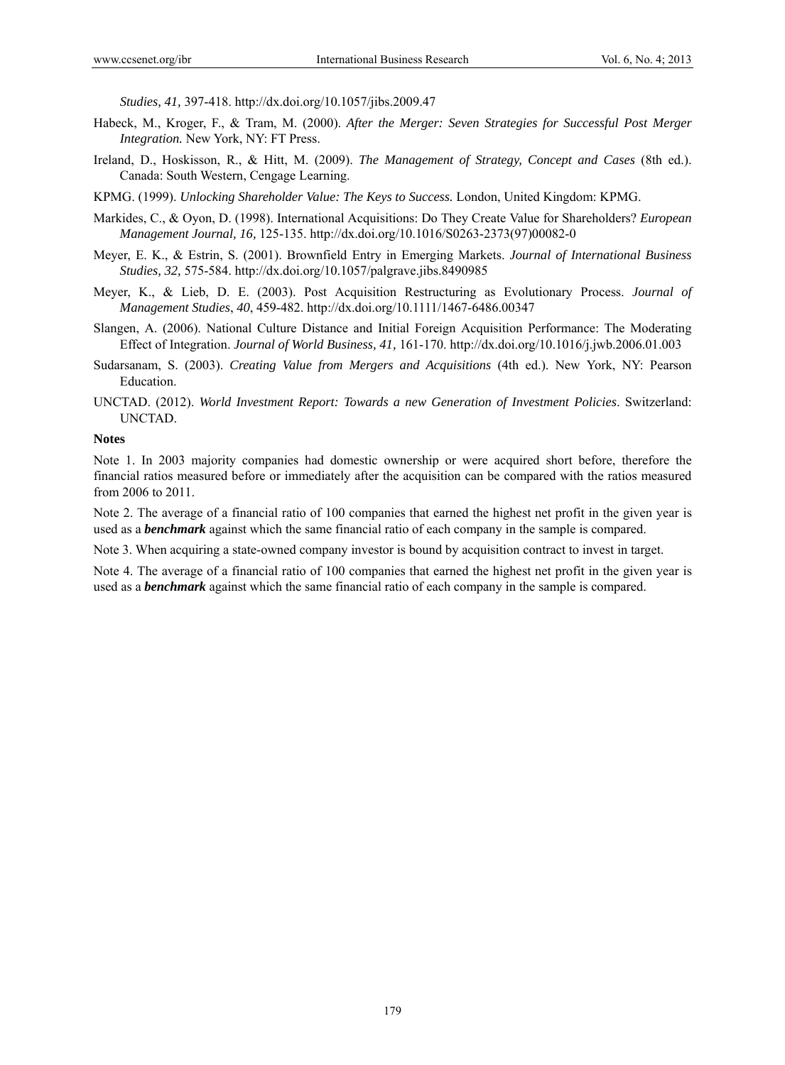*Studies, 41,* 397-418. http://dx.doi.org/10.1057/jibs.2009.47

Habeck, M., Kroger, F., & Tram, M. (2000). *After the Merger: Seven Strategies for Successful Post Merger Integration.* New York, NY: FT Press.

Ireland, D., Hoskisson, R., & Hitt, M. (2009). *The Management of Strategy, Concept and Cases* (8th ed.). Canada: South Western, Cengage Learning.

KPMG. (1999). *Unlocking Shareholder Value: The Keys to Success.* London, United Kingdom: KPMG.

Markides, C., & Oyon, D. (1998). International Acquisitions: Do They Create Value for Shareholders? *European Management Journal, 16,* 125-135. http://dx.doi.org/10.1016/S0263-2373(97)00082-0

Meyer, E. K., & Estrin, S. (2001). Brownfield Entry in Emerging Markets. *Journal of International Business Studies, 32,* 575-584. http://dx.doi.org/10.1057/palgrave.jibs.8490985

Meyer, K., & Lieb, D. E. (2003). Post Acquisition Restructuring as Evolutionary Process. *Journal of Management Studies*, *40*, 459-482. http://dx.doi.org/10.1111/1467-6486.00347

Slangen, A. (2006). National Culture Distance and Initial Foreign Acquisition Performance: The Moderating Effect of Integration. *Journal of World Business, 41,* 161-170. http://dx.doi.org/10.1016/j.jwb.2006.01.003

Sudarsanam, S. (2003). *Creating Value from Mergers and Acquisitions* (4th ed.). New York, NY: Pearson Education.

UNCTAD. (2012). *World Investment Report: Towards a new Generation of Investment Policies*. Switzerland: UNCTAD.

**Notes**

Note 1. In 2003 majority companies had domestic ownership or were acquired short before, therefore the financial ratios measured before or immediately after the acquisition can be compared with the ratios measured from 2006 to 2011.

Note 2. The average of a financial ratio of 100 companies that earned the highest net profit in the given year is used as a ***benchmark*** against which the same financial ratio of each company in the sample is compared.

Note 3. When acquiring a state-owned company investor is bound by acquisition contract to invest in target.

Note 4. The average of a financial ratio of 100 companies that earned the highest net profit in the given year is used as a ***benchmark*** against which the same financial ratio of each company in the sample is compared.